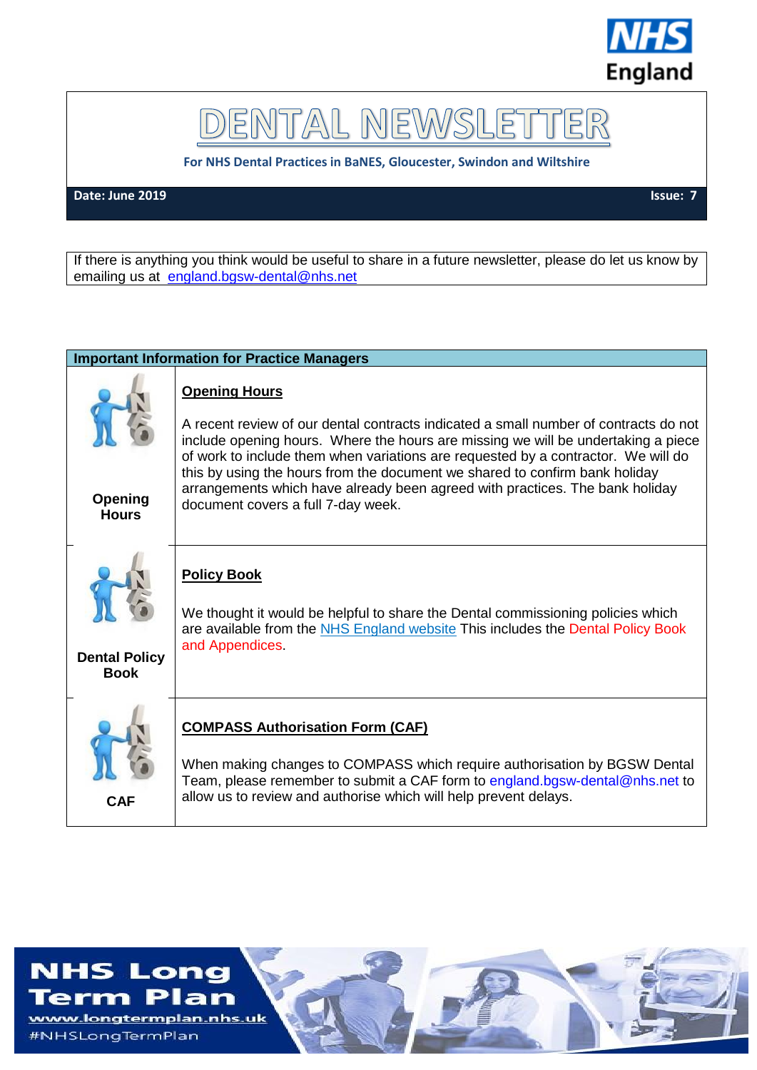# DENTAL NEWSLETTER

**For NHS Dental Practices in BaNES, Gloucester, Swindon and Wiltshire**

**Date: June 2019** **Issue: 7**

If there is anything you think would be useful to share in a future newsletter, please do let us know by emailing us at england.bgsw-dental@nhs.net

## Important Information for Practice Managers

| **Opening Hours** | **Opening Hours**<br><br>A recent review of our dental contracts indicated a small number of contracts do not include opening hours. Where the hours are missing we will be undertaking a piece of work to include them when variations are requested by a contractor. We will do this by using the hours from the document we shared to confirm bank holiday arrangements which have already been agreed with practices. The bank holiday document covers a full 7-day week. |
|---|---|
| **Dental Policy Book** | **Policy Book**<br><br>We thought it would be helpful to share the Dental commissioning policies which are available from the NHS England website This includes the Dental Policy Book and Appendices. |
| **CAF** | **COMPASS Authorisation Form (CAF)**<br><br>When making changes to COMPASS which require authorisation by BGSW Dental Team, please remember to submit a CAF form to england.bgsw-dental@nhs.net to allow us to review and authorise which will help prevent delays. |

**NHS Long Term Plan**
www.longtermplan.nhs.uk
#NHSLongTermPlan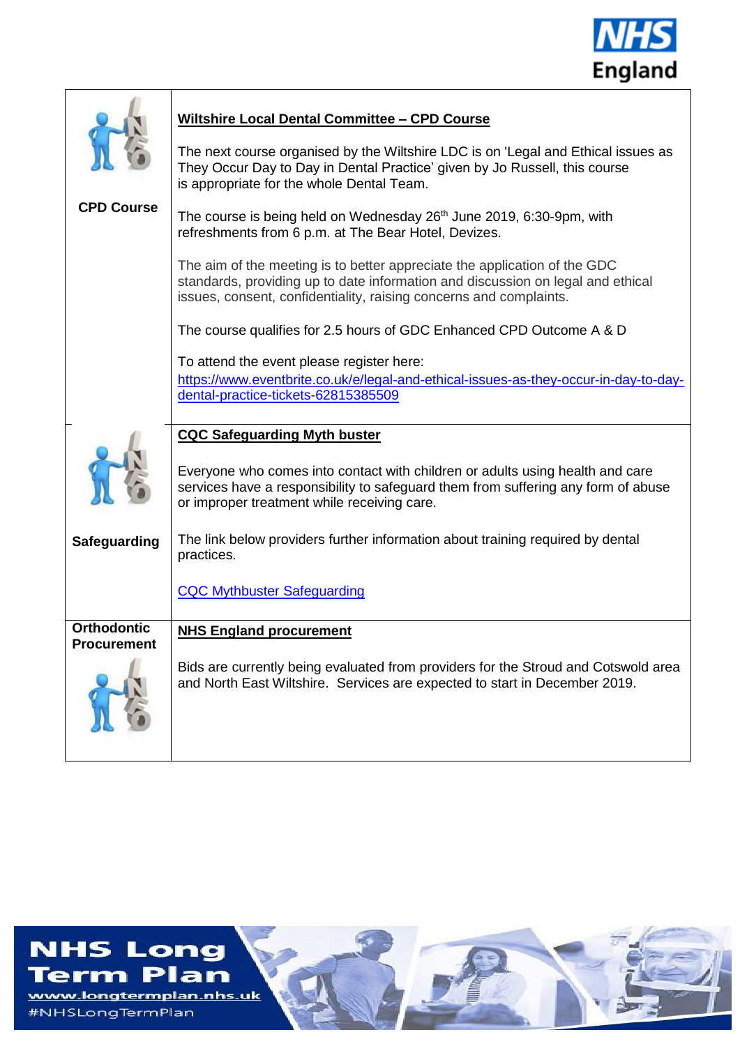| | |
|---|---|
| **CPD Course** | **Wiltshire Local Dental Committee – CPD Course**<br><br>The next course organised by the Wiltshire LDC is on 'Legal and Ethical issues as They Occur Day to Day in Dental Practice' given by Jo Russell, this course is appropriate for the whole Dental Team.<br><br>The course is being held on Wednesday 26th June 2019, 6:30-9pm, with refreshments from 6 p.m. at The Bear Hotel, Devizes.<br><br>The aim of the meeting is to better appreciate the application of the GDC standards, providing up to date information and discussion on legal and ethical issues, consent, confidentiality, raising concerns and complaints.<br><br>The course qualifies for 2.5 hours of GDC Enhanced CPD Outcome A & D<br><br>To attend the event please register here: https://www.eventbrite.co.uk/e/legal-and-ethical-issues-as-they-occur-in-day-to-day-dental-practice-tickets-62815385509 |
| **Safeguarding** | **CQC Safeguarding Myth buster**<br><br>Everyone who comes into contact with children or adults using health and care services have a responsibility to safeguard them from suffering any form of abuse or improper treatment while receiving care.<br><br>The link below providers further information about training required by dental practices.<br><br>CQC Mythbuster Safeguarding |
| **Orthodontic Procurement** | **NHS England procurement**<br><br>Bids are currently being evaluated from providers for the Stroud and Cotswold area and North East Wiltshire. Services are expected to start in December 2019. |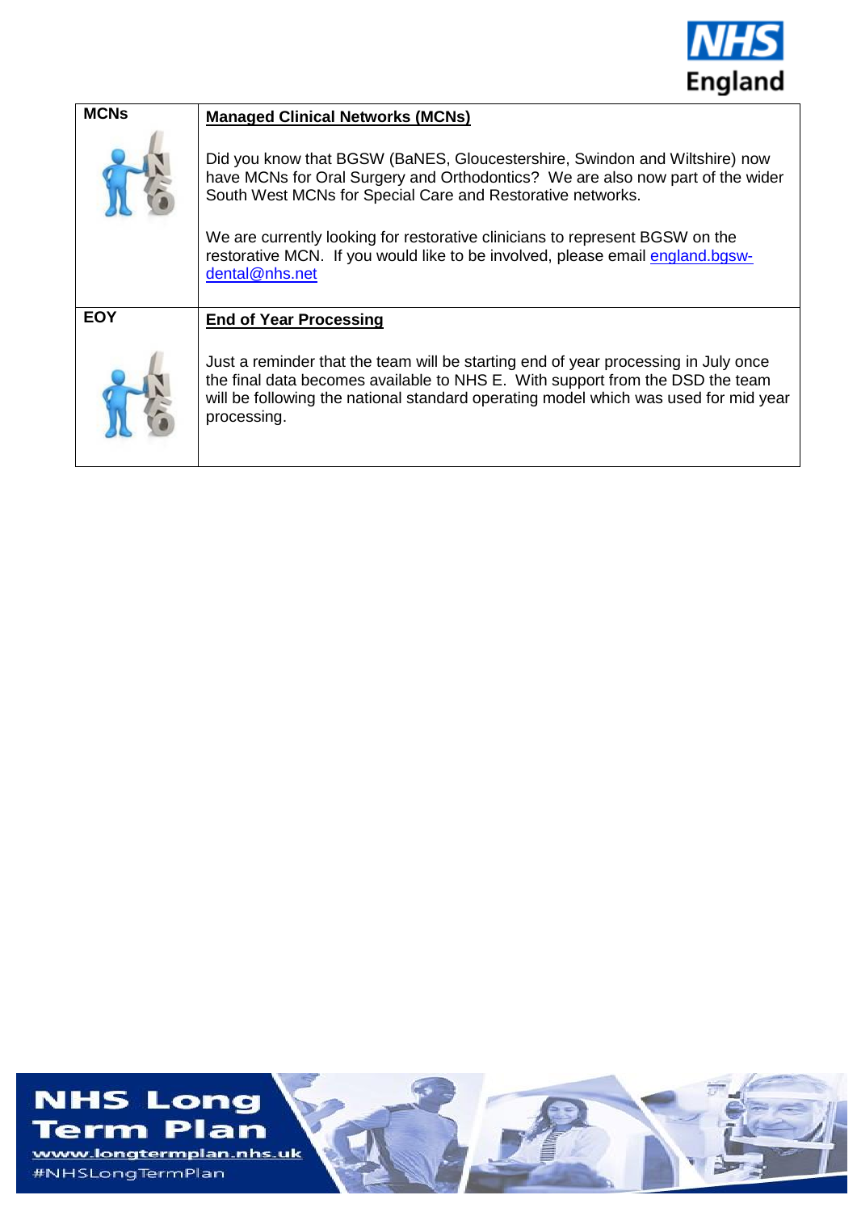| | |
|---|---|
| **MCNs** | **Managed Clinical Networks (MCNs)**<br><br>Did you know that BGSW (BaNES, Gloucestershire, Swindon and Wiltshire) now have MCNs for Oral Surgery and Orthodontics? We are also now part of the wider South West MCNs for Special Care and Restorative networks.<br><br>We are currently looking for restorative clinicians to represent BGSW on the restorative MCN. If you would like to be involved, please email england.bgsw-dental@nhs.net |
| **EOY** | **End of Year Processing**<br><br>Just a reminder that the team will be starting end of year processing in July once the final data becomes available to NHS E. With support from the DSD the team will be following the national standard operating model which was used for mid year processing. |